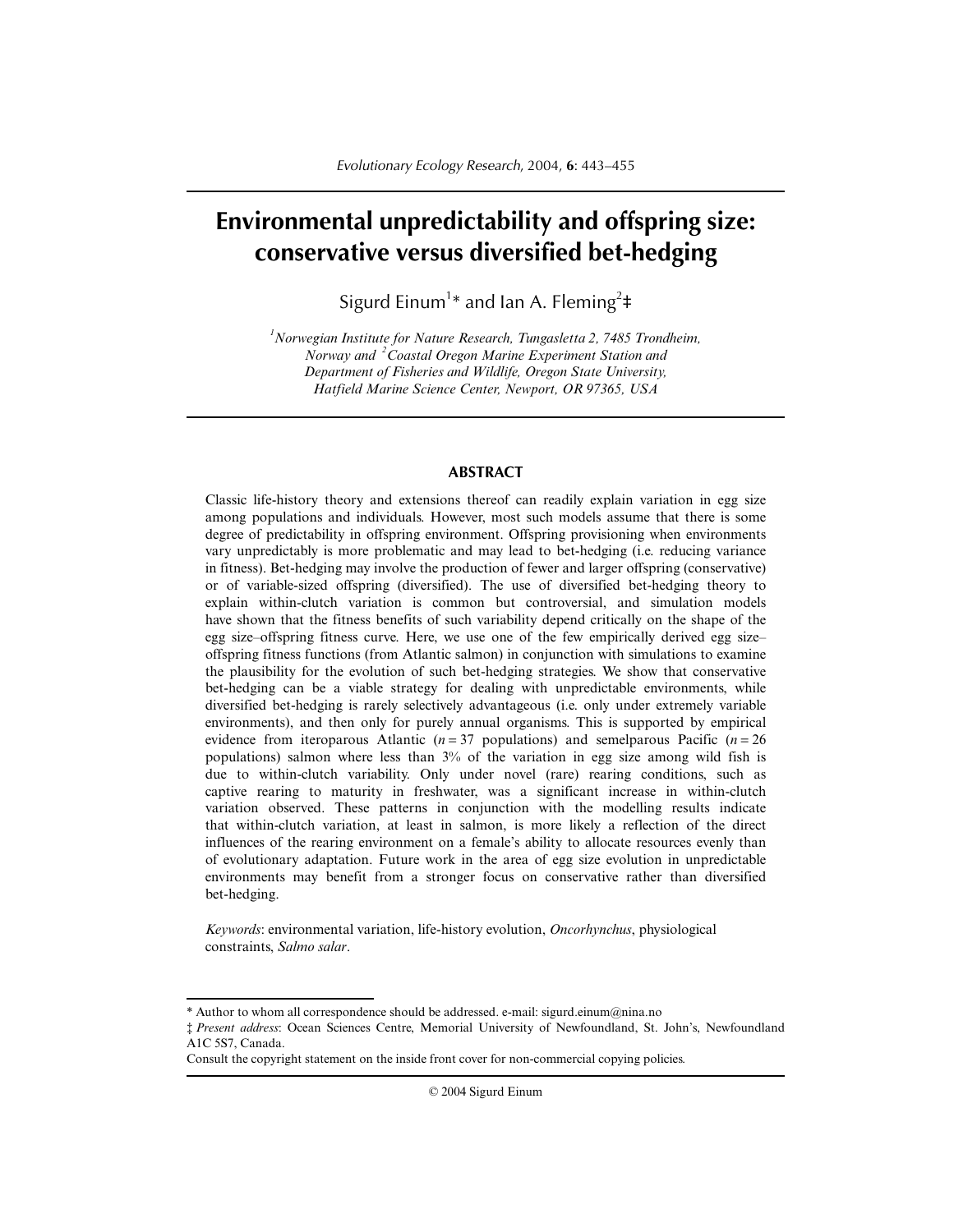# Environmental unpredictability and offspring size: conservative versus diversified bet-hedging

Sigurd Einum[1]* and Ian A. Fleming[2]‡

*[1]Norwegian Institute for Nature Research, Tungasletta 2, 7485 Trondheim, Norway and [2]Coastal Oregon Marine Experiment Station and Department of Fisheries and Wildlife, Oregon State University, Hatfield Marine Science Center, Newport, OR 97365, USA*

## ABSTRACT

Classic life-history theory and extensions thereof can readily explain variation in egg size among populations and individuals. However, most such models assume that there is some degree of predictability in offspring environment. Offspring provisioning when environments vary unpredictably is more problematic and may lead to bet-hedging (i.e. reducing variance in fitness). Bet-hedging may involve the production of fewer and larger offspring (conservative) or of variable-sized offspring (diversified). The use of diversified bet-hedging theory to explain within-clutch variation is common but controversial, and simulation models have shown that the fitness benefits of such variability depend critically on the shape of the egg size–offspring fitness curve. Here, we use one of the few empirically derived egg size–offspring fitness functions (from Atlantic salmon) in conjunction with simulations to examine the plausibility for the evolution of such bet-hedging strategies. We show that conservative bet-hedging can be a viable strategy for dealing with unpredictable environments, while diversified bet-hedging is rarely selectively advantageous (i.e. only under extremely variable environments), and then only for purely annual organisms. This is supported by empirical evidence from iteroparous Atlantic ($n = 37$ populations) and semelparous Pacific ($n = 26$ populations) salmon where less than 3% of the variation in egg size among wild fish is due to within-clutch variability. Only under novel (rare) rearing conditions, such as captive rearing to maturity in freshwater, was a significant increase in within-clutch variation observed. These patterns in conjunction with the modelling results indicate that within-clutch variation, at least in salmon, is more likely a reflection of the direct influences of the rearing environment on a female's ability to allocate resources evenly than of evolutionary adaptation. Future work in the area of egg size evolution in unpredictable environments may benefit from a stronger focus on conservative rather than diversified bet-hedging.

*Keywords*: environmental variation, life-history evolution, *Oncorhynchus*, physiological constraints, *Salmo salar*.

---

\* Author to whom all correspondence should be addressed. e-mail: sigurd.einum@nina.no

‡ *Present address*: Ocean Sciences Centre, Memorial University of Newfoundland, St. John's, Newfoundland A1C 5S7, Canada.

Consult the copyright statement on the inside front cover for non-commercial copying policies.

© 2004 Sigurd Einum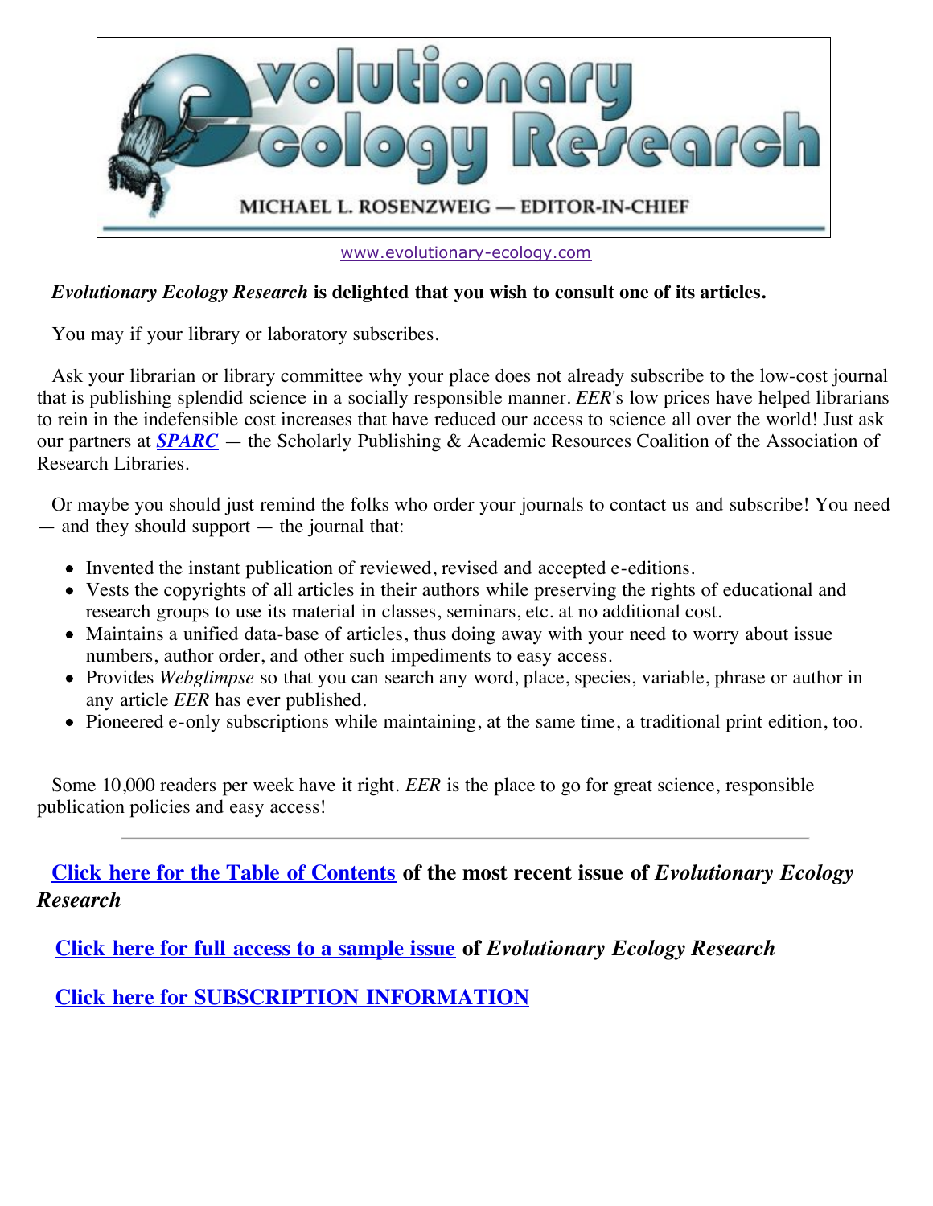MICHAEL L. ROSENZWEIG — EDITOR-IN-CHIEF

www.evolutionary-ecology.com

***Evolutionary Ecology Research* is delighted that you wish to consult one of its articles.**

You may if your library or laboratory subscribes.

Ask your librarian or library committee why your place does not already subscribe to the low-cost journal that is publishing splendid science in a socially responsible manner. *EER*'s low prices have helped librarians to rein in the indefensible cost increases that have reduced our access to science all over the world! Just ask our partners at ***SPARC*** — the Scholarly Publishing & Academic Resources Coalition of the Association of Research Libraries.

Or maybe you should just remind the folks who order your journals to contact us and subscribe! You need — and they should support — the journal that:

- Invented the instant publication of reviewed, revised and accepted e-editions.
- Vests the copyrights of all articles in their authors while preserving the rights of educational and research groups to use its material in classes, seminars, etc. at no additional cost.
- Maintains a unified data-base of articles, thus doing away with your need to worry about issue numbers, author order, and other such impediments to easy access.
- Provides *Webglimpse* so that you can search any word, place, species, variable, phrase or author in any article *EER* has ever published.
- Pioneered e-only subscriptions while maintaining, at the same time, a traditional print edition, too.

Some 10,000 readers per week have it right. *EER* is the place to go for great science, responsible publication policies and easy access!

---

**Click here for the Table of Contents of the most recent issue of *Evolutionary Ecology Research***

**Click here for full access to a sample issue of *Evolutionary Ecology Research***

**Click here for SUBSCRIPTION INFORMATION**